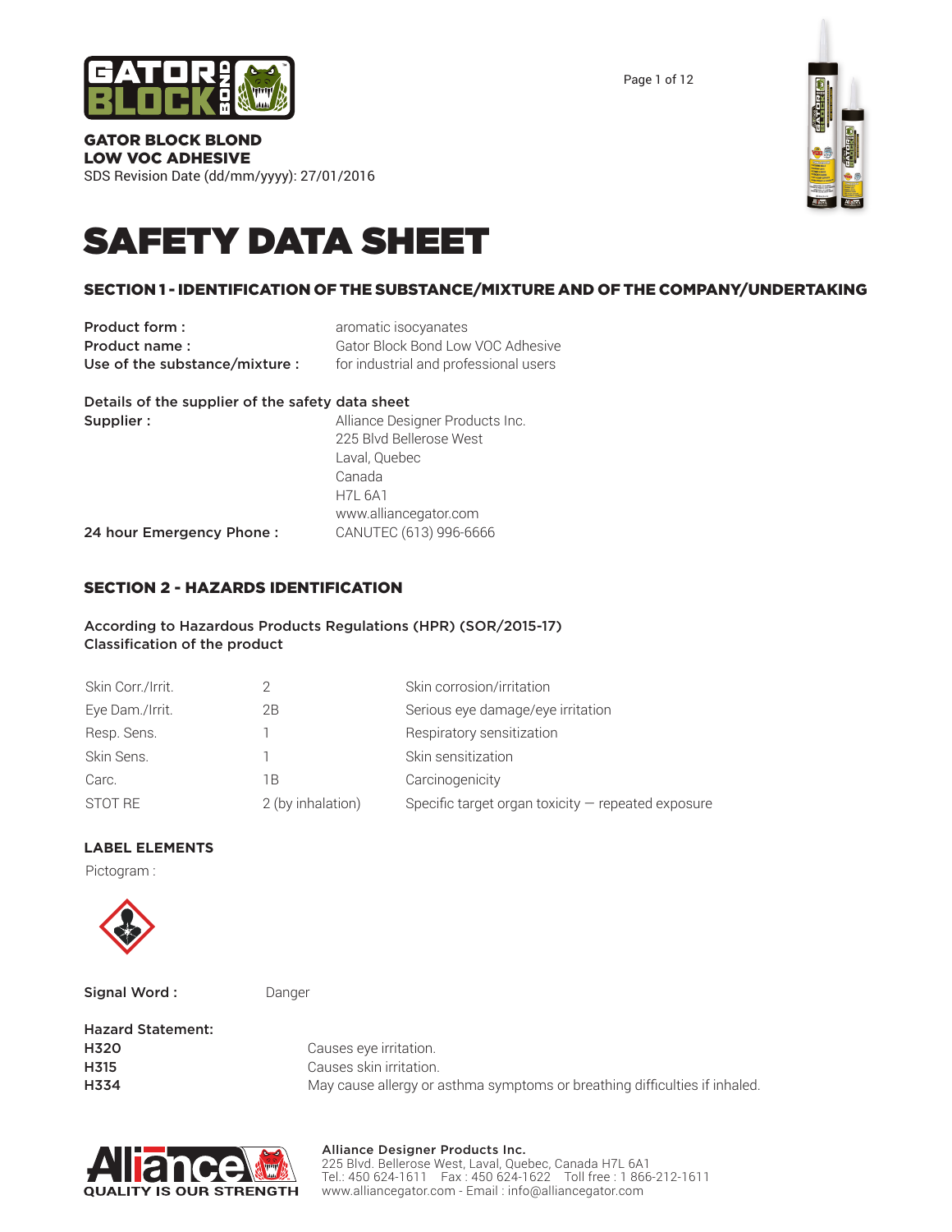**GATOR BLOCK BLOND**
**LOW VOC ADHESIVE**
SDS Revision Date (dd/mm/yyyy): 27/01/2016

# SAFETY DATA SHEET

## SECTION 1 - IDENTIFICATION OF THE SUBSTANCE/MIXTURE AND OF THE COMPANY/UNDERTAKING

**Product form :** aromatic isocyanates
**Product name :** Gator Block Bond Low VOC Adhesive
**Use of the substance/mixture :** for industrial and professional users

**Details of the supplier of the safety data sheet**

**Supplier :**
Alliance Designer Products Inc.
225 Blvd Bellerose West
Laval, Quebec
Canada
H7L 6A1
www.alliancegator.com

**24 hour Emergency Phone :** CANUTEC (613) 996-6666

## SECTION 2 - HAZARDS IDENTIFICATION

**According to Hazardous Products Regulations (HPR) (SOR/2015-17)**
**Classification of the product**

| | | |
|---|---|---|
| Skin Corr./Irrit. | 2 | Skin corrosion/irritation |
| Eye Dam./Irrit. | 2B | Serious eye damage/eye irritation |
| Resp. Sens. | 1 | Respiratory sensitization |
| Skin Sens. | 1 | Skin sensitization |
| Carc. | 1B | Carcinogenicity |
| STOT RE | 2 (by inhalation) | Specific target organ toxicity — repeated exposure |

### LABEL ELEMENTS

Pictogram :

**Signal Word :** Danger

**Hazard Statement:**

**H320** Causes eye irritation.
**H315** Causes skin irritation.
**H334** May cause allergy or asthma symptoms or breathing difficulties if inhaled.

**Alliance Designer Products Inc.**
225 Blvd. Bellerose West, Laval, Quebec, Canada H7L 6A1
Tel.: 450 624-1611 Fax : 450 624-1622 Toll free : 1 866-212-1611
www.alliancegator.com - Email : info@alliancegator.com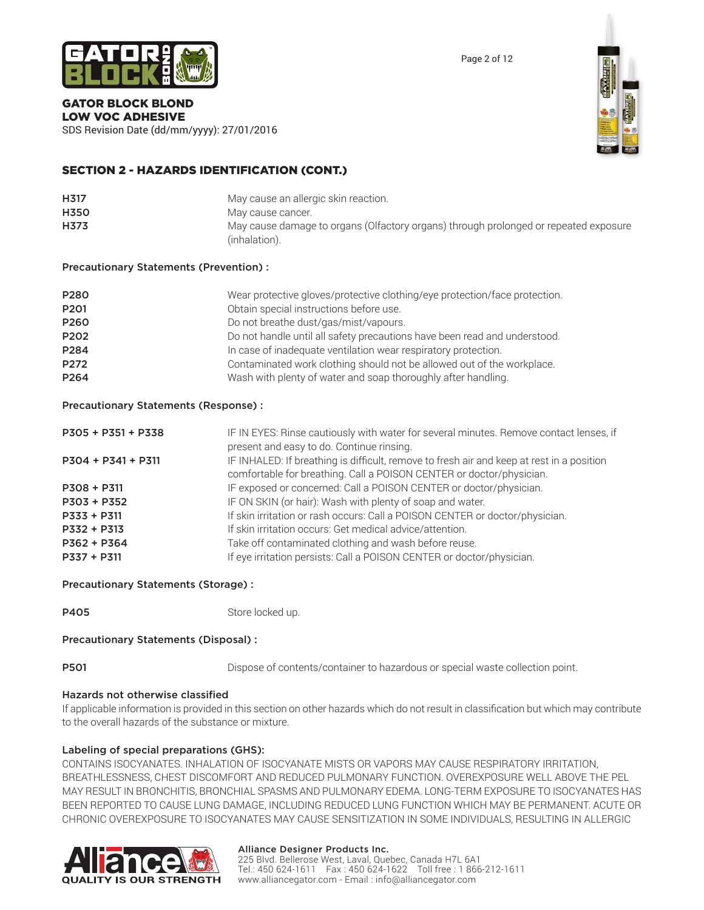## SECTION 2 - HAZARDS IDENTIFICATION (CONT.)

| | |
|---|---|
| **H317** | May cause an allergic skin reaction. |
| **H350** | May cause cancer. |
| **H373** | May cause damage to organs (Olfactory organs) through prolonged or repeated exposure (inhalation). |

**Precautionary Statements (Prevention) :**

| | |
|---|---|
| **P280** | Wear protective gloves/protective clothing/eye protection/face protection. |
| **P201** | Obtain special instructions before use. |
| **P260** | Do not breathe dust/gas/mist/vapours. |
| **P202** | Do not handle until all safety precautions have been read and understood. |
| **P284** | In case of inadequate ventilation wear respiratory protection. |
| **P272** | Contaminated work clothing should not be allowed out of the workplace. |
| **P264** | Wash with plenty of water and soap thoroughly after handling. |

**Precautionary Statements (Response) :**

| | |
|---|---|
| **P305 + P351 + P338** | IF IN EYES: Rinse cautiously with water for several minutes. Remove contact lenses, if present and easy to do. Continue rinsing. |
| **P304 + P341 + P311** | IF INHALED: If breathing is difficult, remove to fresh air and keep at rest in a position comfortable for breathing. Call a POISON CENTER or doctor/physician. |
| **P308 + P311** | IF exposed or concerned: Call a POISON CENTER or doctor/physician. |
| **P303 + P352** | IF ON SKIN (or hair): Wash with plenty of soap and water. |
| **P333 + P311** | If skin irritation or rash occurs: Call a POISON CENTER or doctor/physician. |
| **P332 + P313** | If skin irritation occurs: Get medical advice/attention. |
| **P362 + P364** | Take off contaminated clothing and wash before reuse. |
| **P337 + P311** | If eye irritation persists: Call a POISON CENTER or doctor/physician. |

**Precautionary Statements (Storage) :**

| | |
|---|---|
| **P405** | Store locked up. |

**Precautionary Statements (Disposal) :**

| | |
|---|---|
| **P501** | Dispose of contents/container to hazardous or special waste collection point. |

**Hazards not otherwise classified**

If applicable information is provided in this section on other hazards which do not result in classification but which may contribute to the overall hazards of the substance or mixture.

**Labeling of special preparations (GHS):**

CONTAINS ISOCYANATES. INHALATION OF ISOCYANATE MISTS OR VAPORS MAY CAUSE RESPIRATORY IRRITATION, BREATHLESSNESS, CHEST DISCOMFORT AND REDUCED PULMONARY FUNCTION. OVEREXPOSURE WELL ABOVE THE PEL MAY RESULT IN BRONCHITIS, BRONCHIAL SPASMS AND PULMONARY EDEMA. LONG-TERM EXPOSURE TO ISOCYANATES HAS BEEN REPORTED TO CAUSE LUNG DAMAGE, INCLUDING REDUCED LUNG FUNCTION WHICH MAY BE PERMANENT. ACUTE OR CHRONIC OVEREXPOSURE TO ISOCYANATES MAY CAUSE SENSITIZATION IN SOME INDIVIDUALS, RESULTING IN ALLERGIC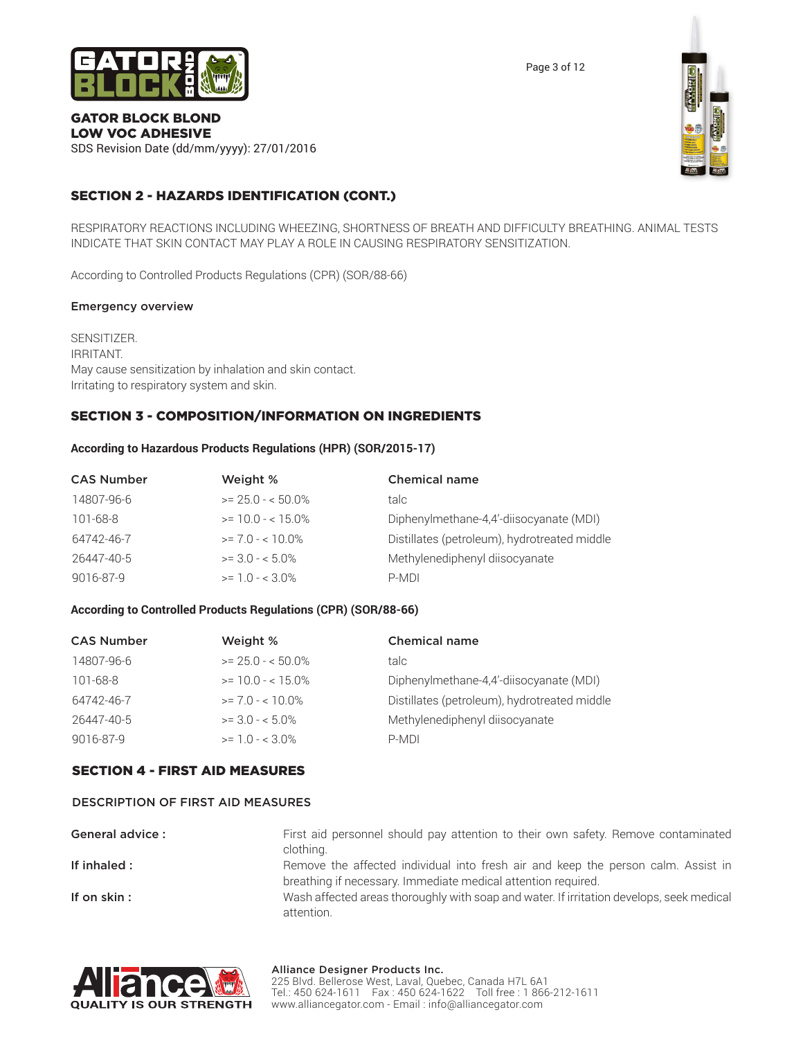## SECTION 2 - HAZARDS IDENTIFICATION (CONT.)

RESPIRATORY REACTIONS INCLUDING WHEEZING, SHORTNESS OF BREATH AND DIFFICULTY BREATHING. ANIMAL TESTS INDICATE THAT SKIN CONTACT MAY PLAY A ROLE IN CAUSING RESPIRATORY SENSITIZATION.

According to Controlled Products Regulations (CPR) (SOR/88-66)

### Emergency overview

SENSITIZER.
IRRITANT.
May cause sensitization by inhalation and skin contact.
Irritating to respiratory system and skin.

## SECTION 3 - COMPOSITION/INFORMATION ON INGREDIENTS

**According to Hazardous Products Regulations (HPR) (SOR/2015-17)**

| CAS Number | Weight % | Chemical name |
|---|---|---|
| 14807-96-6 | >= 25.0 - < 50.0% | talc |
| 101-68-8 | >= 10.0 - < 15.0% | Diphenylmethane-4,4'-diisocyanate (MDI) |
| 64742-46-7 | >= 7.0 - < 10.0% | Distillates (petroleum), hydrotreated middle |
| 26447-40-5 | >= 3.0 - < 5.0% | Methylenediphenyl diisocyanate |
| 9016-87-9 | >= 1.0 - < 3.0% | P-MDI |

**According to Controlled Products Regulations (CPR) (SOR/88-66)**

| CAS Number | Weight % | Chemical name |
|---|---|---|
| 14807-96-6 | >= 25.0 - < 50.0% | talc |
| 101-68-8 | >= 10.0 - < 15.0% | Diphenylmethane-4,4'-diisocyanate (MDI) |
| 64742-46-7 | >= 7.0 - < 10.0% | Distillates (petroleum), hydrotreated middle |
| 26447-40-5 | >= 3.0 - < 5.0% | Methylenediphenyl diisocyanate |
| 9016-87-9 | >= 1.0 - < 3.0% | P-MDI |

## SECTION 4 - FIRST AID MEASURES

### DESCRIPTION OF FIRST AID MEASURES

**General advice :** First aid personnel should pay attention to their own safety. Remove contaminated clothing.

**If inhaled :** Remove the affected individual into fresh air and keep the person calm. Assist in breathing if necessary. Immediate medical attention required.

**If on skin :** Wash affected areas thoroughly with soap and water. If irritation develops, seek medical attention.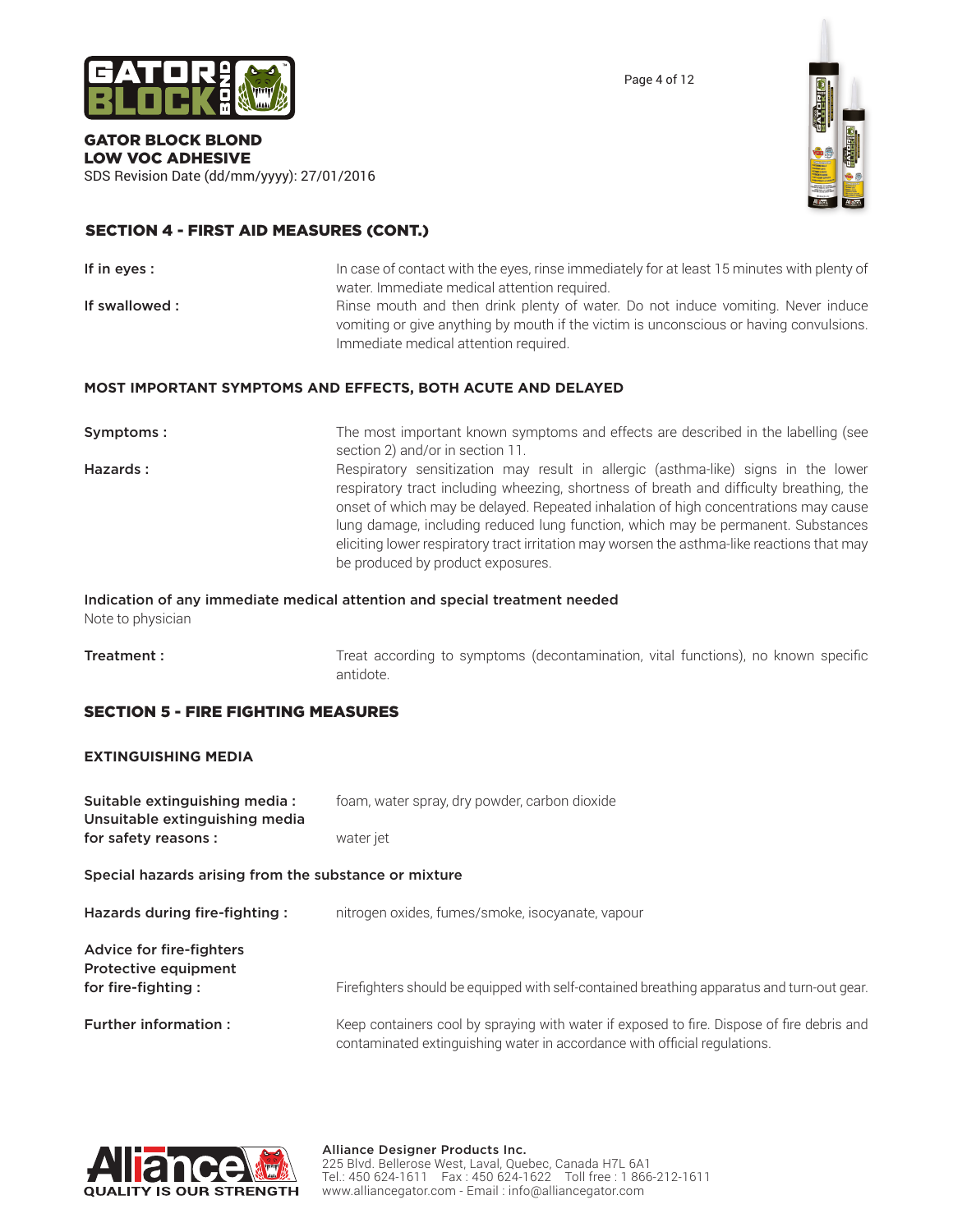## SECTION 4 - FIRST AID MEASURES (CONT.)

**If in eyes :** In case of contact with the eyes, rinse immediately for at least 15 minutes with plenty of water. Immediate medical attention required.

**If swallowed :** Rinse mouth and then drink plenty of water. Do not induce vomiting. Never induce vomiting or give anything by mouth if the victim is unconscious or having convulsions. Immediate medical attention required.

### MOST IMPORTANT SYMPTOMS AND EFFECTS, BOTH ACUTE AND DELAYED

**Symptoms :** The most important known symptoms and effects are described in the labelling (see section 2) and/or in section 11.

**Hazards :** Respiratory sensitization may result in allergic (asthma-like) signs in the lower respiratory tract including wheezing, shortness of breath and difficulty breathing, the onset of which may be delayed. Repeated inhalation of high concentrations may cause lung damage, including reduced lung function, which may be permanent. Substances eliciting lower respiratory tract irritation may worsen the asthma-like reactions that may be produced by product exposures.

**Indication of any immediate medical attention and special treatment needed**

Note to physician

**Treatment :** Treat according to symptoms (decontamination, vital functions), no known specific antidote.

## SECTION 5 - FIRE FIGHTING MEASURES

### EXTINGUISHING MEDIA

**Suitable extinguishing media :** foam, water spray, dry powder, carbon dioxide

**Unsuitable extinguishing media for safety reasons :** water jet

**Special hazards arising from the substance or mixture**

**Hazards during fire-fighting :** nitrogen oxides, fumes/smoke, isocyanate, vapour

**Advice for fire-fighters**

**Protective equipment for fire-fighting :** Firefighters should be equipped with self-contained breathing apparatus and turn-out gear.

**Further information :** Keep containers cool by spraying with water if exposed to fire. Dispose of fire debris and contaminated extinguishing water in accordance with official regulations.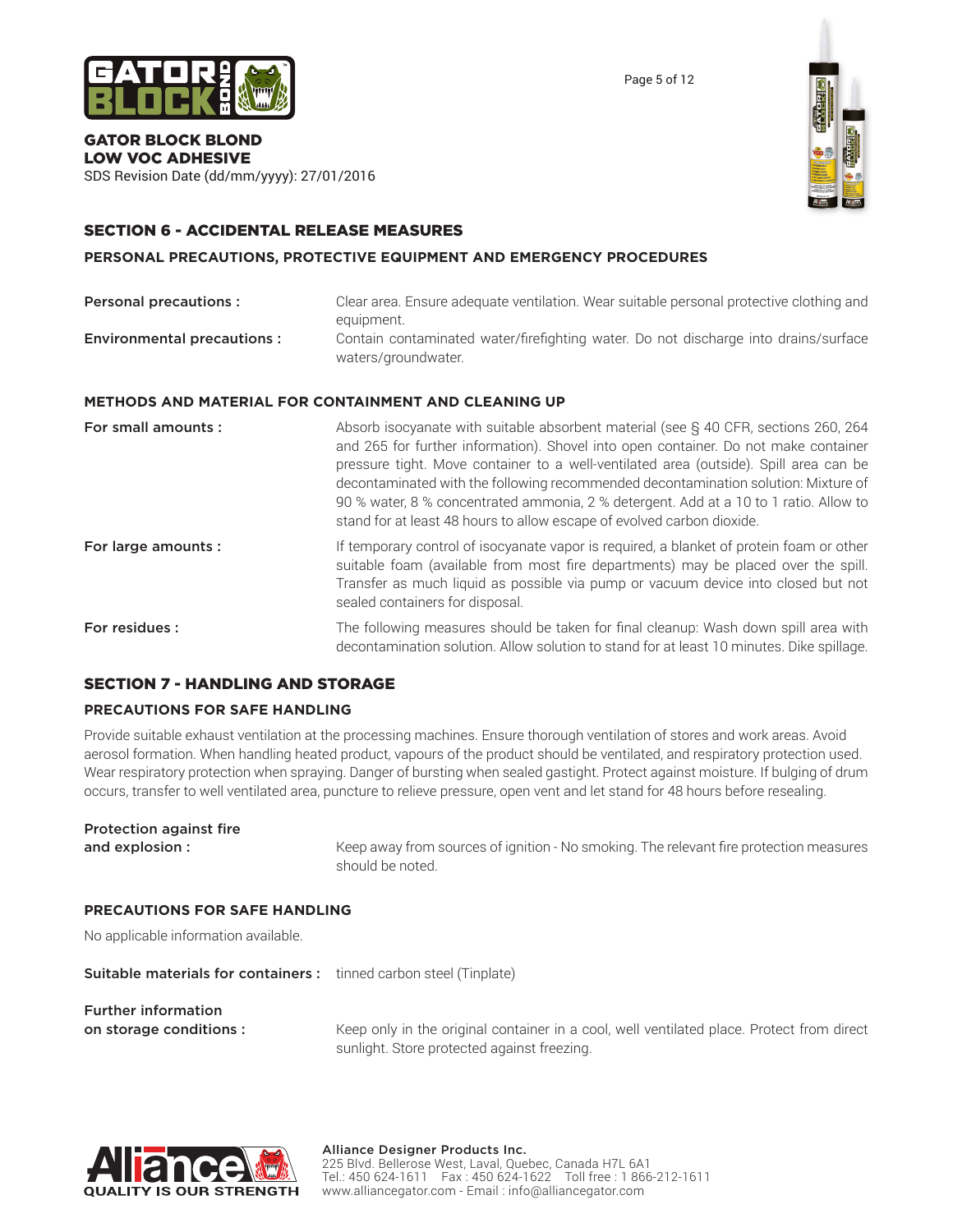## SECTION 6 - ACCIDENTAL RELEASE MEASURES

### PERSONAL PRECAUTIONS, PROTECTIVE EQUIPMENT AND EMERGENCY PROCEDURES

**Personal precautions :** Clear area. Ensure adequate ventilation. Wear suitable personal protective clothing and equipment.

**Environmental precautions :** Contain contaminated water/firefighting water. Do not discharge into drains/surface waters/groundwater.

### METHODS AND MATERIAL FOR CONTAINMENT AND CLEANING UP

**For small amounts :** Absorb isocyanate with suitable absorbent material (see § 40 CFR, sections 260, 264 and 265 for further information). Shovel into open container. Do not make container pressure tight. Move container to a well-ventilated area (outside). Spill area can be decontaminated with the following recommended decontamination solution: Mixture of 90 % water, 8 % concentrated ammonia, 2 % detergent. Add at a 10 to 1 ratio. Allow to stand for at least 48 hours to allow escape of evolved carbon dioxide.

**For large amounts :** If temporary control of isocyanate vapor is required, a blanket of protein foam or other suitable foam (available from most fire departments) may be placed over the spill. Transfer as much liquid as possible via pump or vacuum device into closed but not sealed containers for disposal.

**For residues :** The following measures should be taken for final cleanup: Wash down spill area with decontamination solution. Allow solution to stand for at least 10 minutes. Dike spillage.

## SECTION 7 - HANDLING AND STORAGE

### PRECAUTIONS FOR SAFE HANDLING

Provide suitable exhaust ventilation at the processing machines. Ensure thorough ventilation of stores and work areas. Avoid aerosol formation. When handling heated product, vapours of the product should be ventilated, and respiratory protection used. Wear respiratory protection when spraying. Danger of bursting when sealed gastight. Protect against moisture. If bulging of drum occurs, transfer to well ventilated area, puncture to relieve pressure, open vent and let stand for 48 hours before resealing.

**Protection against fire and explosion :** Keep away from sources of ignition - No smoking. The relevant fire protection measures should be noted.

### PRECAUTIONS FOR SAFE HANDLING

No applicable information available.

**Suitable materials for containers :** tinned carbon steel (Tinplate)

**Further information on storage conditions :** Keep only in the original container in a cool, well ventilated place. Protect from direct sunlight. Store protected against freezing.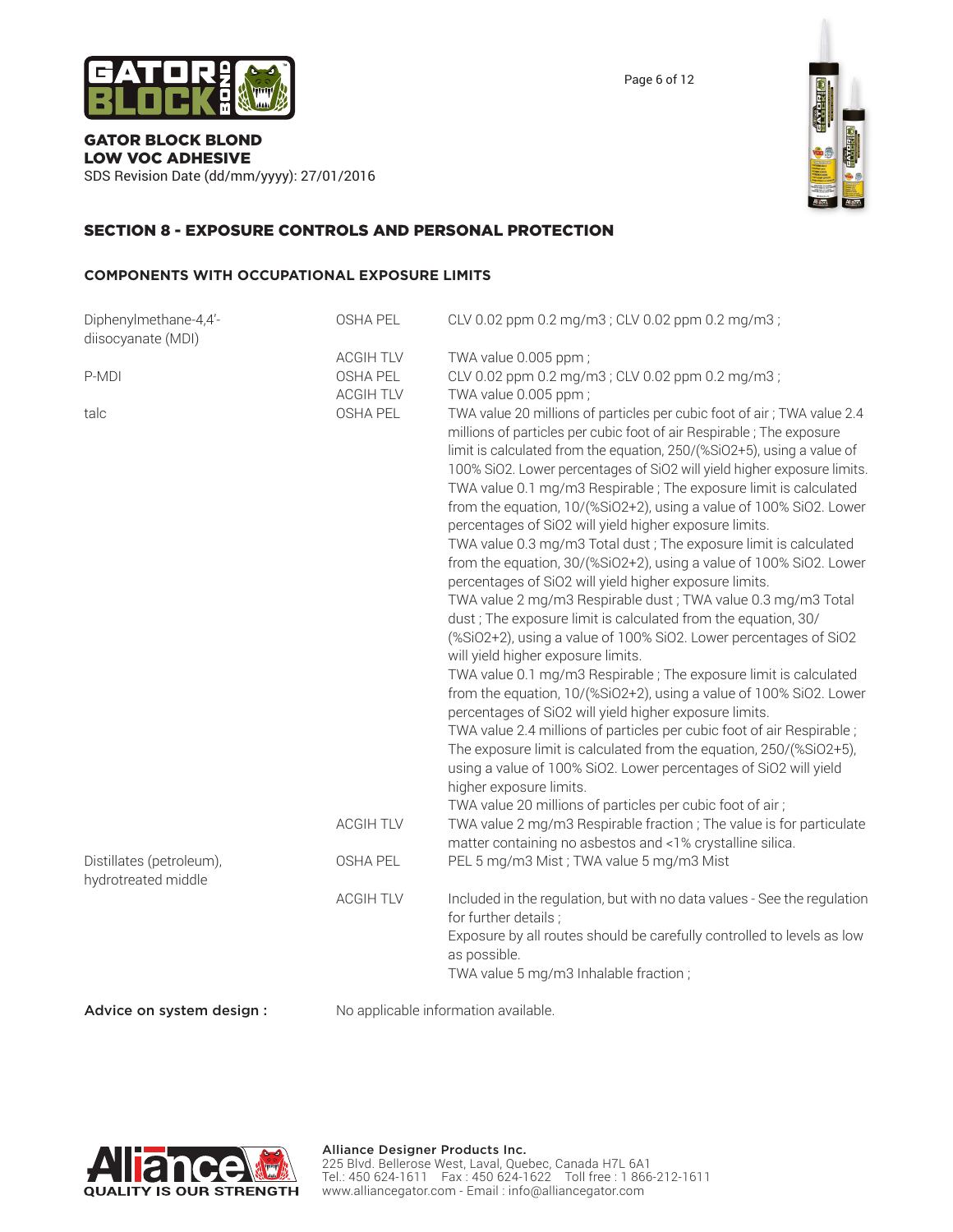## SECTION 8 - EXPOSURE CONTROLS AND PERSONAL PROTECTION

### COMPONENTS WITH OCCUPATIONAL EXPOSURE LIMITS

| Component | Regulation | Value |
|---|---|---|
| Diphenylmethane-4,4'-diisocyanate (MDI) | OSHA PEL | CLV 0.02 ppm 0.2 mg/m3 ; CLV 0.02 ppm 0.2 mg/m3 ; |
| | ACGIH TLV | TWA value 0.005 ppm ; |
| P-MDI | OSHA PEL | CLV 0.02 ppm 0.2 mg/m3 ; CLV 0.02 ppm 0.2 mg/m3 ; |
| | ACGIH TLV | TWA value 0.005 ppm ; |
| talc | OSHA PEL | TWA value 20 millions of particles per cubic foot of air ; TWA value 2.4 millions of particles per cubic foot of air Respirable ; The exposure limit is calculated from the equation, 250/(%SiO2+5), using a value of 100% SiO2. Lower percentages of SiO2 will yield higher exposure limits. TWA value 0.1 mg/m3 Respirable ; The exposure limit is calculated from the equation, 10/(%SiO2+2), using a value of 100% SiO2. Lower percentages of SiO2 will yield higher exposure limits. TWA value 0.3 mg/m3 Total dust ; The exposure limit is calculated from the equation, 30/(%SiO2+2), using a value of 100% SiO2. Lower percentages of SiO2 will yield higher exposure limits. TWA value 2 mg/m3 Respirable dust ; TWA value 0.3 mg/m3 Total dust ; The exposure limit is calculated from the equation, 30/(%SiO2+2), using a value of 100% SiO2. Lower percentages of SiO2 will yield higher exposure limits. TWA value 0.1 mg/m3 Respirable ; The exposure limit is calculated from the equation, 10/(%SiO2+2), using a value of 100% SiO2. Lower percentages of SiO2 will yield higher exposure limits. TWA value 2.4 millions of particles per cubic foot of air Respirable ; The exposure limit is calculated from the equation, 250/(%SiO2+5), using a value of 100% SiO2. Lower percentages of SiO2 will yield higher exposure limits. TWA value 20 millions of particles per cubic foot of air ; |
| | ACGIH TLV | TWA value 2 mg/m3 Respirable fraction ; The value is for particulate matter containing no asbestos and <1% crystalline silica. |
| Distillates (petroleum), hydrotreated middle | OSHA PEL | PEL 5 mg/m3 Mist ; TWA value 5 mg/m3 Mist |
| | ACGIH TLV | Included in the regulation, but with no data values - See the regulation for further details ; Exposure by all routes should be carefully controlled to levels as low as possible. TWA value 5 mg/m3 Inhalable fraction ; |

**Advice on system design :** No applicable information available.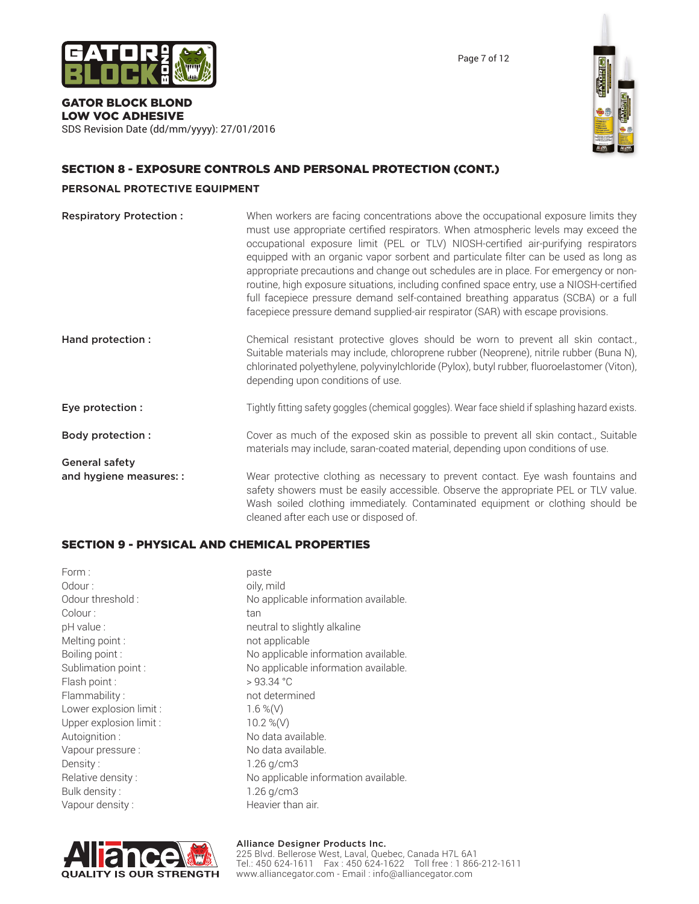## SECTION 8 - EXPOSURE CONTROLS AND PERSONAL PROTECTION (CONT.)

### PERSONAL PROTECTIVE EQUIPMENT

**Respiratory Protection :** When workers are facing concentrations above the occupational exposure limits they must use appropriate certified respirators. When atmospheric levels may exceed the occupational exposure limit (PEL or TLV) NIOSH-certified air-purifying respirators equipped with an organic vapor sorbent and particulate filter can be used as long as appropriate precautions and change out schedules are in place. For emergency or non-routine, high exposure situations, including confined space entry, use a NIOSH-certified full facepiece pressure demand self-contained breathing apparatus (SCBA) or a full facepiece pressure demand supplied-air respirator (SAR) with escape provisions.

**Hand protection :** Chemical resistant protective gloves should be worn to prevent all skin contact., Suitable materials may include, chloroprene rubber (Neoprene), nitrile rubber (Buna N), chlorinated polyethylene, polyvinylchloride (Pylox), butyl rubber, fluoroelastomer (Viton), depending upon conditions of use.

**Eye protection :** Tightly fitting safety goggles (chemical goggles). Wear face shield if splashing hazard exists.

**Body protection :** Cover as much of the exposed skin as possible to prevent all skin contact., Suitable materials may include, saran-coated material, depending upon conditions of use.

**General safety and hygiene measures: :** Wear protective clothing as necessary to prevent contact. Eye wash fountains and safety showers must be easily accessible. Observe the appropriate PEL or TLV value. Wash soiled clothing immediately. Contaminated equipment or clothing should be cleaned after each use or disposed of.

## SECTION 9 - PHYSICAL AND CHEMICAL PROPERTIES

| | |
|---|---|
| Form : | paste |
| Odour : | oily, mild |
| Odour threshold : | No applicable information available. |
| Colour : | tan |
| pH value : | neutral to slightly alkaline |
| Melting point : | not applicable |
| Boiling point : | No applicable information available. |
| Sublimation point : | No applicable information available. |
| Flash point : | > 93.34 °C |
| Flammability : | not determined |
| Lower explosion limit : | 1.6 %(V) |
| Upper explosion limit : | 10.2 %(V) |
| Autoignition : | No data available. |
| Vapour pressure : | No data available. |
| Density : | 1.26 g/cm3 |
| Relative density : | No applicable information available. |
| Bulk density : | 1.26 g/cm3 |
| Vapour density : | Heavier than air. |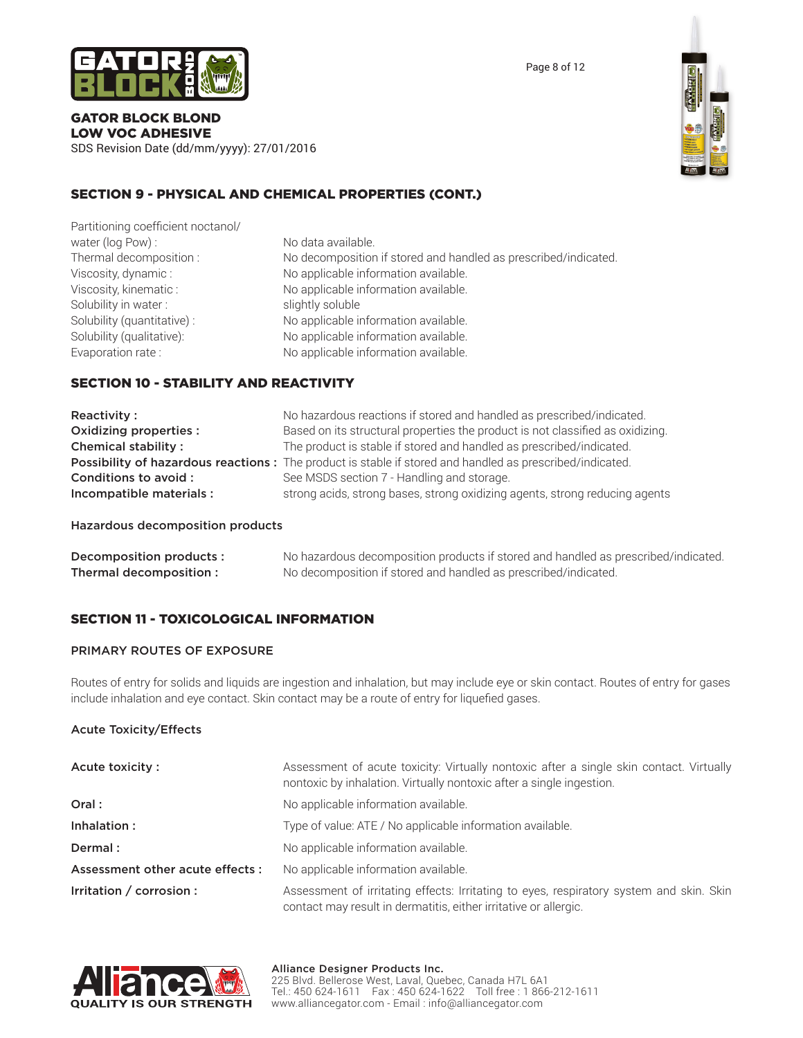## SECTION 9 - PHYSICAL AND CHEMICAL PROPERTIES (CONT.)

| | |
|---|---|
| Partitioning coefficient noctanol/ water (log Pow) : | No data available. |
| Thermal decomposition : | No decomposition if stored and handled as prescribed/indicated. |
| Viscosity, dynamic : | No applicable information available. |
| Viscosity, kinematic : | No applicable information available. |
| Solubility in water : | slightly soluble |
| Solubility (quantitative) : | No applicable information available. |
| Solubility (qualitative): | No applicable information available. |
| Evaporation rate : | No applicable information available. |

## SECTION 10 - STABILITY AND REACTIVITY

| | |
|---|---|
| **Reactivity :** | No hazardous reactions if stored and handled as prescribed/indicated. |
| **Oxidizing properties :** | Based on its structural properties the product is not classified as oxidizing. |
| **Chemical stability :** | The product is stable if stored and handled as prescribed/indicated. |
| **Possibility of hazardous reactions :** | The product is stable if stored and handled as prescribed/indicated. |
| **Conditions to avoid :** | See MSDS section 7 - Handling and storage. |
| **Incompatible materials :** | strong acids, strong bases, strong oxidizing agents, strong reducing agents |

### Hazardous decomposition products

| | |
|---|---|
| **Decomposition products :** | No hazardous decomposition products if stored and handled as prescribed/indicated. |
| **Thermal decomposition :** | No decomposition if stored and handled as prescribed/indicated. |

## SECTION 11 - TOXICOLOGICAL INFORMATION

### PRIMARY ROUTES OF EXPOSURE

Routes of entry for solids and liquids are ingestion and inhalation, but may include eye or skin contact. Routes of entry for gases include inhalation and eye contact. Skin contact may be a route of entry for liquefied gases.

### Acute Toxicity/Effects

| | |
|---|---|
| **Acute toxicity :** | Assessment of acute toxicity: Virtually nontoxic after a single skin contact. Virtually nontoxic by inhalation. Virtually nontoxic after a single ingestion. |
| **Oral :** | No applicable information available. |
| **Inhalation :** | Type of value: ATE / No applicable information available. |
| **Dermal :** | No applicable information available. |
| **Assessment other acute effects :** | No applicable information available. |
| **Irritation / corrosion :** | Assessment of irritating effects: Irritating to eyes, respiratory system and skin. Skin contact may result in dermatitis, either irritative or allergic. |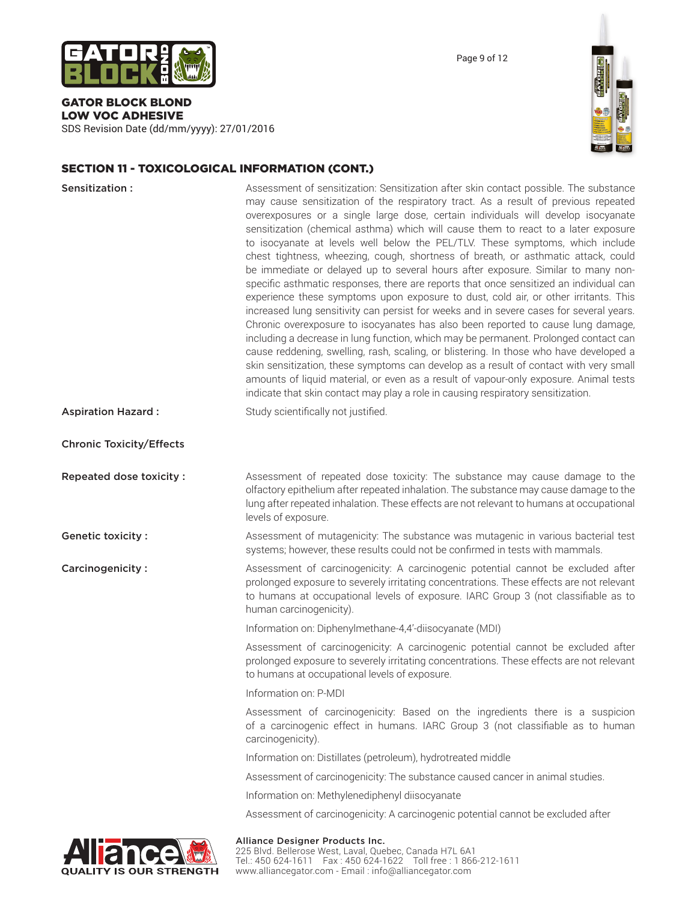## SECTION 11 - TOXICOLOGICAL INFORMATION (CONT.)

**Sensitization :**

Assessment of sensitization: Sensitization after skin contact possible. The substance may cause sensitization of the respiratory tract. As a result of previous repeated overexposures or a single large dose, certain individuals will develop isocyanate sensitization (chemical asthma) which will cause them to react to a later exposure to isocyanate at levels well below the PEL/TLV. These symptoms, which include chest tightness, wheezing, cough, shortness of breath, or asthmatic attack, could be immediate or delayed up to several hours after exposure. Similar to many non-specific asthmatic responses, there are reports that once sensitized an individual can experience these symptoms upon exposure to dust, cold air, or other irritants. This increased lung sensitivity can persist for weeks and in severe cases for several years. Chronic overexposure to isocyanates has also been reported to cause lung damage, including a decrease in lung function, which may be permanent. Prolonged contact can cause reddening, swelling, rash, scaling, or blistering. In those who have developed a skin sensitization, these symptoms can develop as a result of contact with very small amounts of liquid material, or even as a result of vapour-only exposure. Animal tests indicate that skin contact may play a role in causing respiratory sensitization.

**Aspiration Hazard :**

Study scientifically not justified.

**Chronic Toxicity/Effects**

**Repeated dose toxicity :**

Assessment of repeated dose toxicity: The substance may cause damage to the olfactory epithelium after repeated inhalation. The substance may cause damage to the lung after repeated inhalation. These effects are not relevant to humans at occupational levels of exposure.

**Genetic toxicity :**

Assessment of mutagenicity: The substance was mutagenic in various bacterial test systems; however, these results could not be confirmed in tests with mammals.

**Carcinogenicity :**

Assessment of carcinogenicity: A carcinogenic potential cannot be excluded after prolonged exposure to severely irritating concentrations. These effects are not relevant to humans at occupational levels of exposure. IARC Group 3 (not classifiable as to human carcinogenicity).

Information on: Diphenylmethane-4,4'-diisocyanate (MDI)

Assessment of carcinogenicity: A carcinogenic potential cannot be excluded after prolonged exposure to severely irritating concentrations. These effects are not relevant to humans at occupational levels of exposure.

Information on: P-MDI

Assessment of carcinogenicity: Based on the ingredients there is a suspicion of a carcinogenic effect in humans. IARC Group 3 (not classifiable as to human carcinogenicity).

Information on: Distillates (petroleum), hydrotreated middle

Assessment of carcinogenicity: The substance caused cancer in animal studies.

Information on: Methylenediphenyl diisocyanate

Assessment of carcinogenicity: A carcinogenic potential cannot be excluded after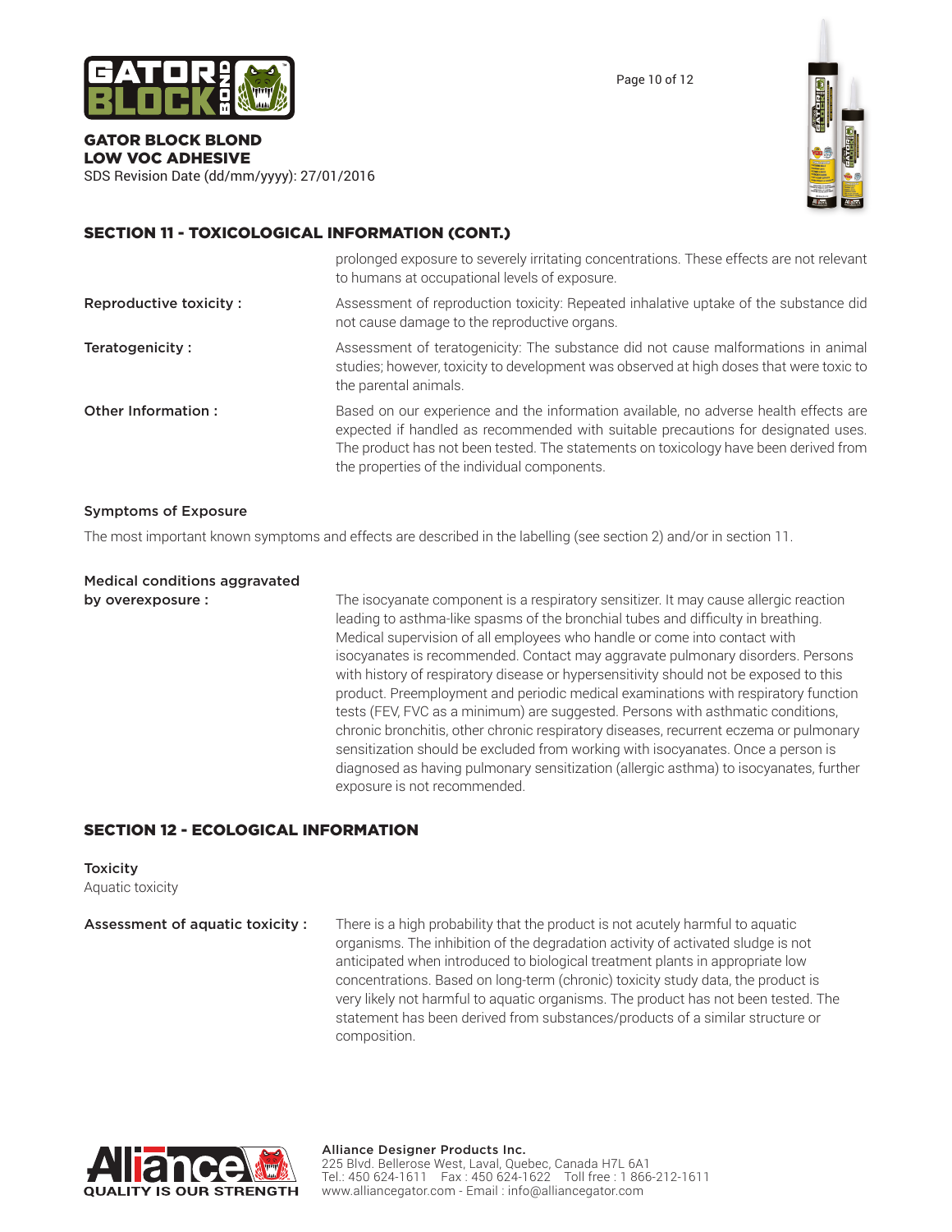## SECTION 11 - TOXICOLOGICAL INFORMATION (CONT.)

prolonged exposure to severely irritating concentrations. These effects are not relevant to humans at occupational levels of exposure.

**Reproductive toxicity :** Assessment of reproduction toxicity: Repeated inhalative uptake of the substance did not cause damage to the reproductive organs.

**Teratogenicity :** Assessment of teratogenicity: The substance did not cause malformations in animal studies; however, toxicity to development was observed at high doses that were toxic to the parental animals.

**Other Information :** Based on our experience and the information available, no adverse health effects are expected if handled as recommended with suitable precautions for designated uses. The product has not been tested. The statements on toxicology have been derived from the properties of the individual components.

### Symptoms of Exposure

The most important known symptoms and effects are described in the labelling (see section 2) and/or in section 11.

**Medical conditions aggravated by overexposure :** The isocyanate component is a respiratory sensitizer. It may cause allergic reaction leading to asthma-like spasms of the bronchial tubes and difficulty in breathing. Medical supervision of all employees who handle or come into contact with isocyanates is recommended. Contact may aggravate pulmonary disorders. Persons with history of respiratory disease or hypersensitivity should not be exposed to this product. Preemployment and periodic medical examinations with respiratory function tests (FEV, FVC as a minimum) are suggested. Persons with asthmatic conditions, chronic bronchitis, other chronic respiratory diseases, recurrent eczema or pulmonary sensitization should be excluded from working with isocyanates. Once a person is diagnosed as having pulmonary sensitization (allergic asthma) to isocyanates, further exposure is not recommended.

## SECTION 12 - ECOLOGICAL INFORMATION

### Toxicity

Aquatic toxicity

**Assessment of aquatic toxicity :** There is a high probability that the product is not acutely harmful to aquatic organisms. The inhibition of the degradation activity of activated sludge is not anticipated when introduced to biological treatment plants in appropriate low concentrations. Based on long-term (chronic) toxicity study data, the product is very likely not harmful to aquatic organisms. The product has not been tested. The statement has been derived from substances/products of a similar structure or composition.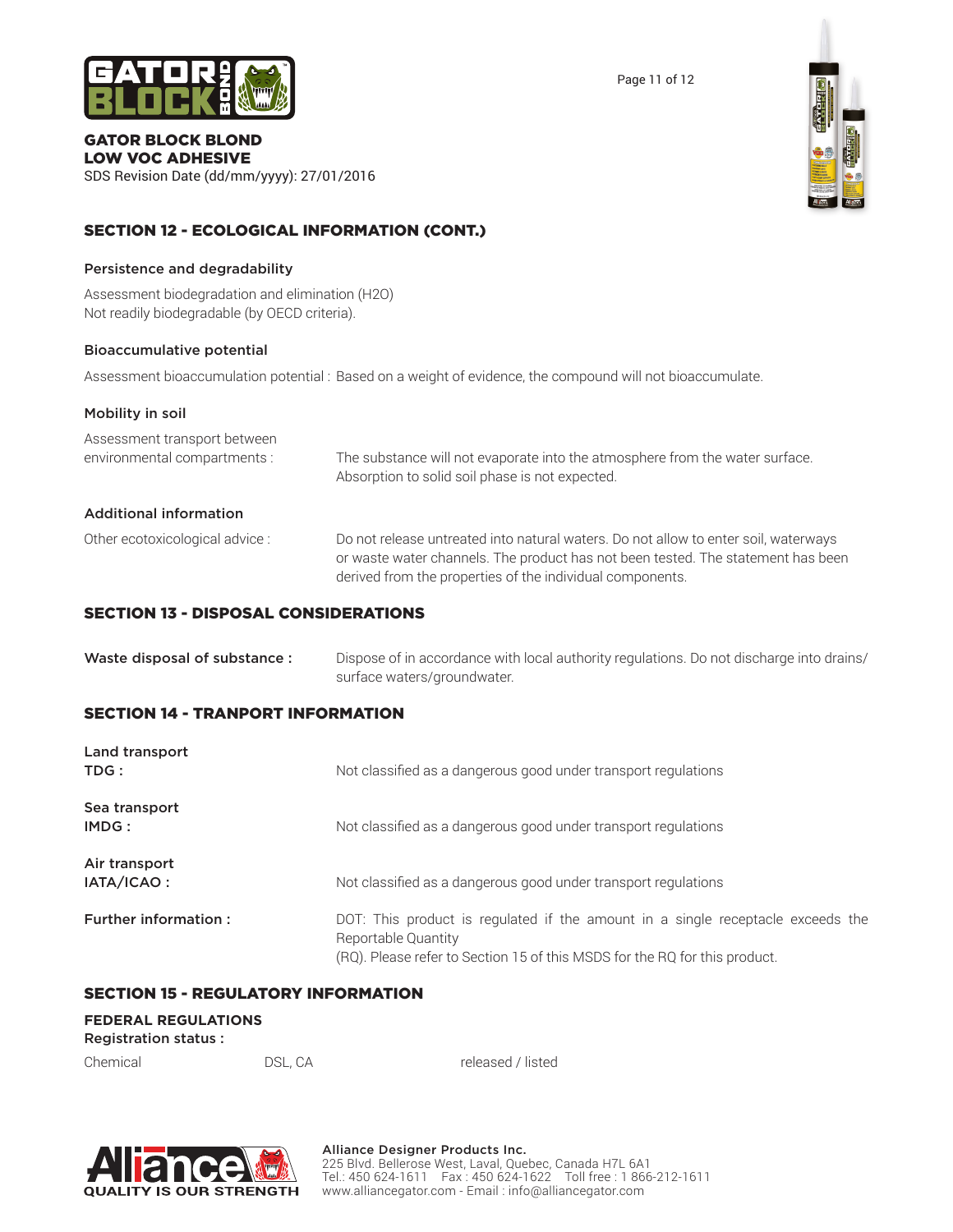## SECTION 12 - ECOLOGICAL INFORMATION (CONT.)

### Persistence and degradability

Assessment biodegradation and elimination (H2O)
Not readily biodegradable (by OECD criteria).

### Bioaccumulative potential

Assessment bioaccumulation potential : Based on a weight of evidence, the compound will not bioaccumulate.

### Mobility in soil

| | |
|---|---|
| Assessment transport between environmental compartments : | The substance will not evaporate into the atmosphere from the water surface. Absorption to solid soil phase is not expected. |

### Additional information

| | |
|---|---|
| Other ecotoxicological advice : | Do not release untreated into natural waters. Do not allow to enter soil, waterways or waste water channels. The product has not been tested. The statement has been derived from the properties of the individual components. |

## SECTION 13 - DISPOSAL CONSIDERATIONS

| | |
|---|---|
| **Waste disposal of substance :** | Dispose of in accordance with local authority regulations. Do not discharge into drains/ surface waters/groundwater. |

## SECTION 14 - TRANPORT INFORMATION

| | |
|---|---|
| **Land transport**<br>**TDG :** | Not classified as a dangerous good under transport regulations |
| **Sea transport**<br>**IMDG :** | Not classified as a dangerous good under transport regulations |
| **Air transport**<br>**IATA/ICAO :** | Not classified as a dangerous good under transport regulations |
| **Further information :** | DOT: This product is regulated if the amount in a single receptacle exceeds the Reportable Quantity (RQ). Please refer to Section 15 of this MSDS for the RQ for this product. |

## SECTION 15 - REGULATORY INFORMATION

**FEDERAL REGULATIONS**
**Registration status :**

| | | |
|---|---|---|
| Chemical | DSL, CA | released / listed |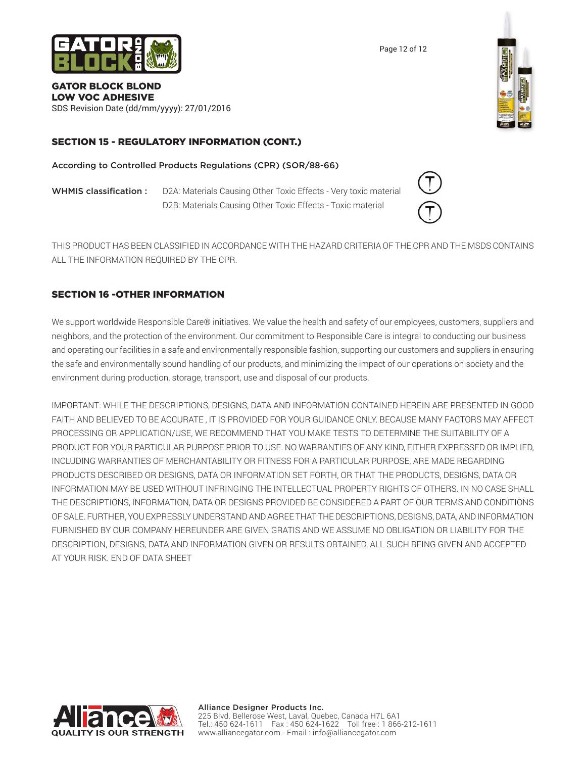## SECTION 15 - REGULATORY INFORMATION (CONT.)

According to Controlled Products Regulations (CPR) (SOR/88-66)

**WHMIS classification :** D2A: Materials Causing Other Toxic Effects - Very toxic material
D2B: Materials Causing Other Toxic Effects - Toxic material

THIS PRODUCT HAS BEEN CLASSIFIED IN ACCORDANCE WITH THE HAZARD CRITERIA OF THE CPR AND THE MSDS CONTAINS ALL THE INFORMATION REQUIRED BY THE CPR.

## SECTION 16 -OTHER INFORMATION

We support worldwide Responsible Care® initiatives. We value the health and safety of our employees, customers, suppliers and neighbors, and the protection of the environment. Our commitment to Responsible Care is integral to conducting our business and operating our facilities in a safe and environmentally responsible fashion, supporting our customers and suppliers in ensuring the safe and environmentally sound handling of our products, and minimizing the impact of our operations on society and the environment during production, storage, transport, use and disposal of our products.

IMPORTANT: WHILE THE DESCRIPTIONS, DESIGNS, DATA AND INFORMATION CONTAINED HEREIN ARE PRESENTED IN GOOD FAITH AND BELIEVED TO BE ACCURATE , IT IS PROVIDED FOR YOUR GUIDANCE ONLY. BECAUSE MANY FACTORS MAY AFFECT PROCESSING OR APPLICATION/USE, WE RECOMMEND THAT YOU MAKE TESTS TO DETERMINE THE SUITABILITY OF A PRODUCT FOR YOUR PARTICULAR PURPOSE PRIOR TO USE. NO WARRANTIES OF ANY KIND, EITHER EXPRESSED OR IMPLIED, INCLUDING WARRANTIES OF MERCHANTABILITY OR FITNESS FOR A PARTICULAR PURPOSE, ARE MADE REGARDING PRODUCTS DESCRIBED OR DESIGNS, DATA OR INFORMATION SET FORTH, OR THAT THE PRODUCTS, DESIGNS, DATA OR INFORMATION MAY BE USED WITHOUT INFRINGING THE INTELLECTUAL PROPERTY RIGHTS OF OTHERS. IN NO CASE SHALL THE DESCRIPTIONS, INFORMATION, DATA OR DESIGNS PROVIDED BE CONSIDERED A PART OF OUR TERMS AND CONDITIONS OF SALE. FURTHER, YOU EXPRESSLY UNDERSTAND AND AGREE THAT THE DESCRIPTIONS, DESIGNS, DATA, AND INFORMATION FURNISHED BY OUR COMPANY HEREUNDER ARE GIVEN GRATIS AND WE ASSUME NO OBLIGATION OR LIABILITY FOR THE DESCRIPTION, DESIGNS, DATA AND INFORMATION GIVEN OR RESULTS OBTAINED, ALL SUCH BEING GIVEN AND ACCEPTED AT YOUR RISK. END OF DATA SHEET